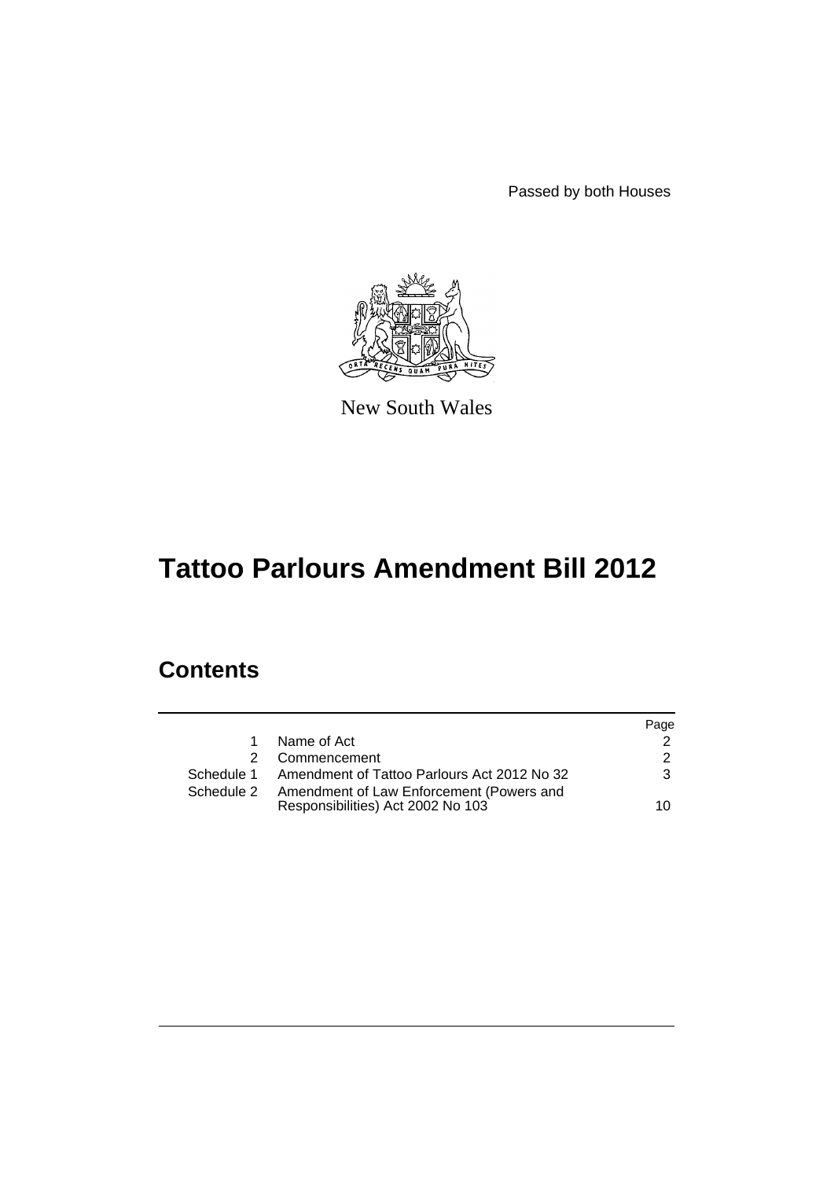Passed by both Houses

New South Wales

# Tattoo Parlours Amendment Bill 2012

## Contents

| | | Page |
|---|---|---|
| 1 | Name of Act | 2 |
| 2 | Commencement | 2 |
| Schedule 1 | Amendment of Tattoo Parlours Act 2012 No 32 | 3 |
| Schedule 2 | Amendment of Law Enforcement (Powers and Responsibilities) Act 2002 No 103 | 10 |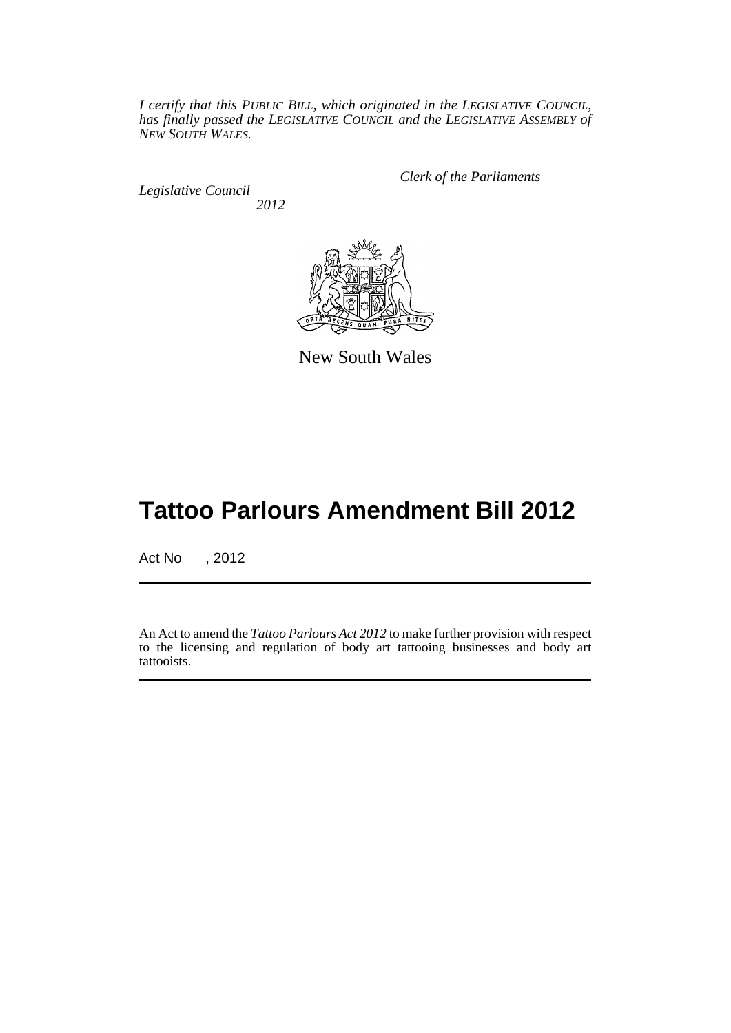*I certify that this PUBLIC BILL, which originated in the LEGISLATIVE COUNCIL, has finally passed the LEGISLATIVE COUNCIL and the LEGISLATIVE ASSEMBLY of NEW SOUTH WALES.*

*Clerk of the Parliaments*

*Legislative Council*

*2012*

New South Wales

# Tattoo Parlours Amendment Bill 2012

Act No , 2012

An Act to amend the *Tattoo Parlours Act 2012* to make further provision with respect to the licensing and regulation of body art tattooing businesses and body art tattooists.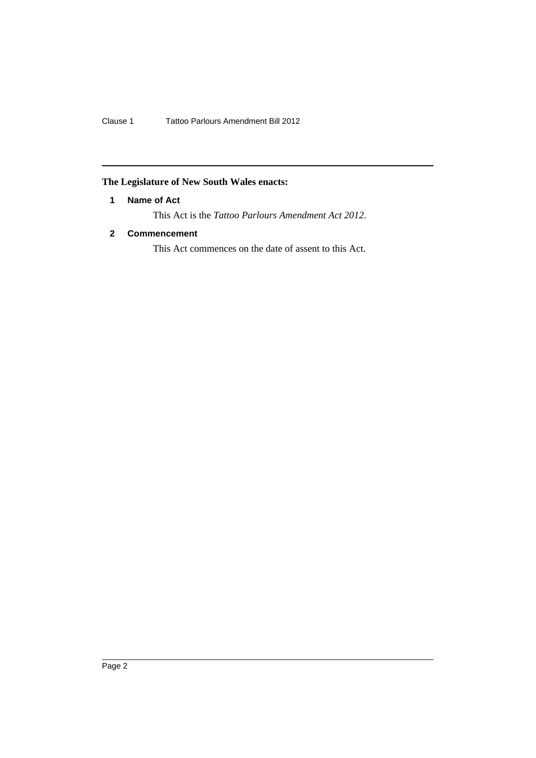**The Legislature of New South Wales enacts:**

### 1 Name of Act

This Act is the *Tattoo Parlours Amendment Act 2012*.

### 2 Commencement

This Act commences on the date of assent to this Act.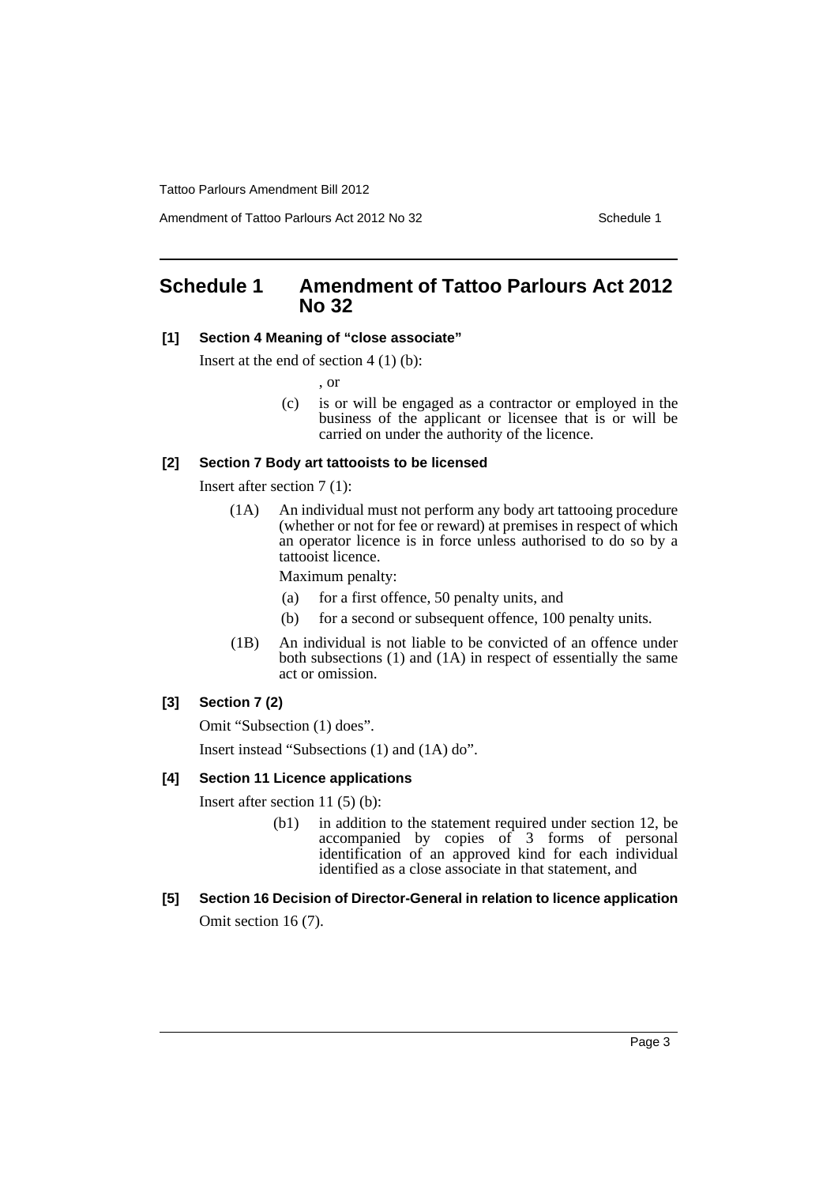# Schedule 1 Amendment of Tattoo Parlours Act 2012 No 32

**[1] Section 4 Meaning of "close associate"**

Insert at the end of section 4 (1) (b):

, or

(c) is or will be engaged as a contractor or employed in the business of the applicant or licensee that is or will be carried on under the authority of the licence.

**[2] Section 7 Body art tattooists to be licensed**

Insert after section 7 (1):

(1A) An individual must not perform any body art tattooing procedure (whether or not for fee or reward) at premises in respect of which an operator licence is in force unless authorised to do so by a tattooist licence.

Maximum penalty:

(a) for a first offence, 50 penalty units, and

(b) for a second or subsequent offence, 100 penalty units.

(1B) An individual is not liable to be convicted of an offence under both subsections (1) and (1A) in respect of essentially the same act or omission.

**[3] Section 7 (2)**

Omit "Subsection (1) does".

Insert instead "Subsections (1) and (1A) do".

**[4] Section 11 Licence applications**

Insert after section 11 (5) (b):

(b1) in addition to the statement required under section 12, be accompanied by copies of 3 forms of personal identification of an approved kind for each individual identified as a close associate in that statement, and

**[5] Section 16 Decision of Director-General in relation to licence application**

Omit section 16 (7).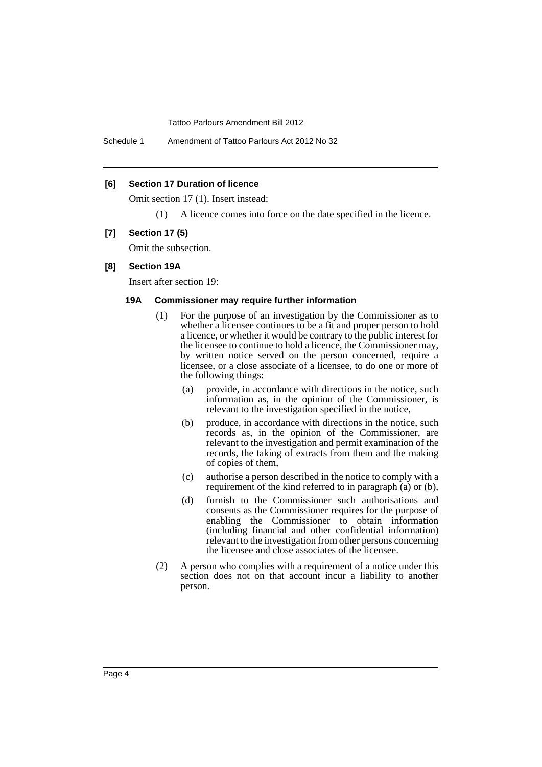**[6] Section 17 Duration of licence**

Omit section 17 (1). Insert instead:

(1) A licence comes into force on the date specified in the licence.

**[7] Section 17 (5)**

Omit the subsection.

**[8] Section 19A**

Insert after section 19:

**19A Commissioner may require further information**

(1) For the purpose of an investigation by the Commissioner as to whether a licensee continues to be a fit and proper person to hold a licence, or whether it would be contrary to the public interest for the licensee to continue to hold a licence, the Commissioner may, by written notice served on the person concerned, require a licensee, or a close associate of a licensee, to do one or more of the following things:

- (a) provide, in accordance with directions in the notice, such information as, in the opinion of the Commissioner, is relevant to the investigation specified in the notice,
- (b) produce, in accordance with directions in the notice, such records as, in the opinion of the Commissioner, are relevant to the investigation and permit examination of the records, the taking of extracts from them and the making of copies of them,
- (c) authorise a person described in the notice to comply with a requirement of the kind referred to in paragraph (a) or (b),
- (d) furnish to the Commissioner such authorisations and consents as the Commissioner requires for the purpose of enabling the Commissioner to obtain information (including financial and other confidential information) relevant to the investigation from other persons concerning the licensee and close associates of the licensee.

(2) A person who complies with a requirement of a notice under this section does not on that account incur a liability to another person.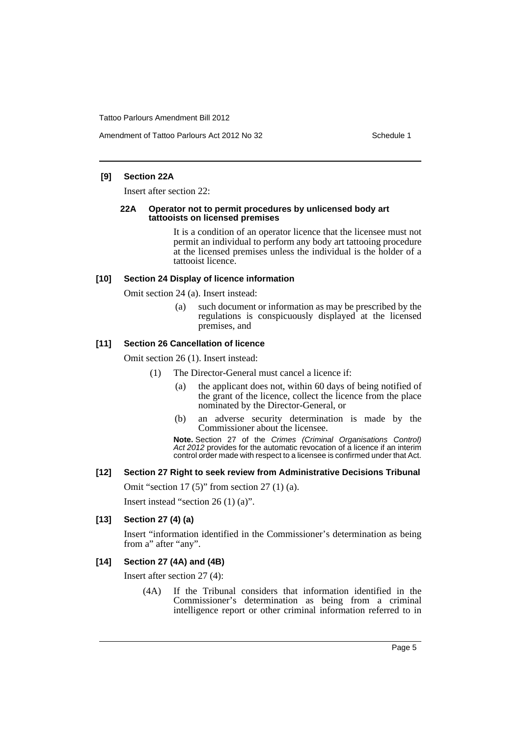**[9] Section 22A**

Insert after section 22:

**22A Operator not to permit procedures by unlicensed body art tattooists on licensed premises**

It is a condition of an operator licence that the licensee must not permit an individual to perform any body art tattooing procedure at the licensed premises unless the individual is the holder of a tattooist licence.

**[10] Section 24 Display of licence information**

Omit section 24 (a). Insert instead:

(a) such document or information as may be prescribed by the regulations is conspicuously displayed at the licensed premises, and

**[11] Section 26 Cancellation of licence**

Omit section 26 (1). Insert instead:

(1) The Director-General must cancel a licence if:

(a) the applicant does not, within 60 days of being notified of the grant of the licence, collect the licence from the place nominated by the Director-General, or

(b) an adverse security determination is made by the Commissioner about the licensee.

**Note.** Section 27 of the *Crimes (Criminal Organisations Control) Act 2012* provides for the automatic revocation of a licence if an interim control order made with respect to a licensee is confirmed under that Act.

**[12] Section 27 Right to seek review from Administrative Decisions Tribunal**

Omit "section 17 (5)" from section 27 (1) (a).

Insert instead "section 26 (1) (a)".

**[13] Section 27 (4) (a)**

Insert "information identified in the Commissioner's determination as being from a" after "any".

**[14] Section 27 (4A) and (4B)**

Insert after section 27 (4):

(4A) If the Tribunal considers that information identified in the Commissioner's determination as being from a criminal intelligence report or other criminal information referred to in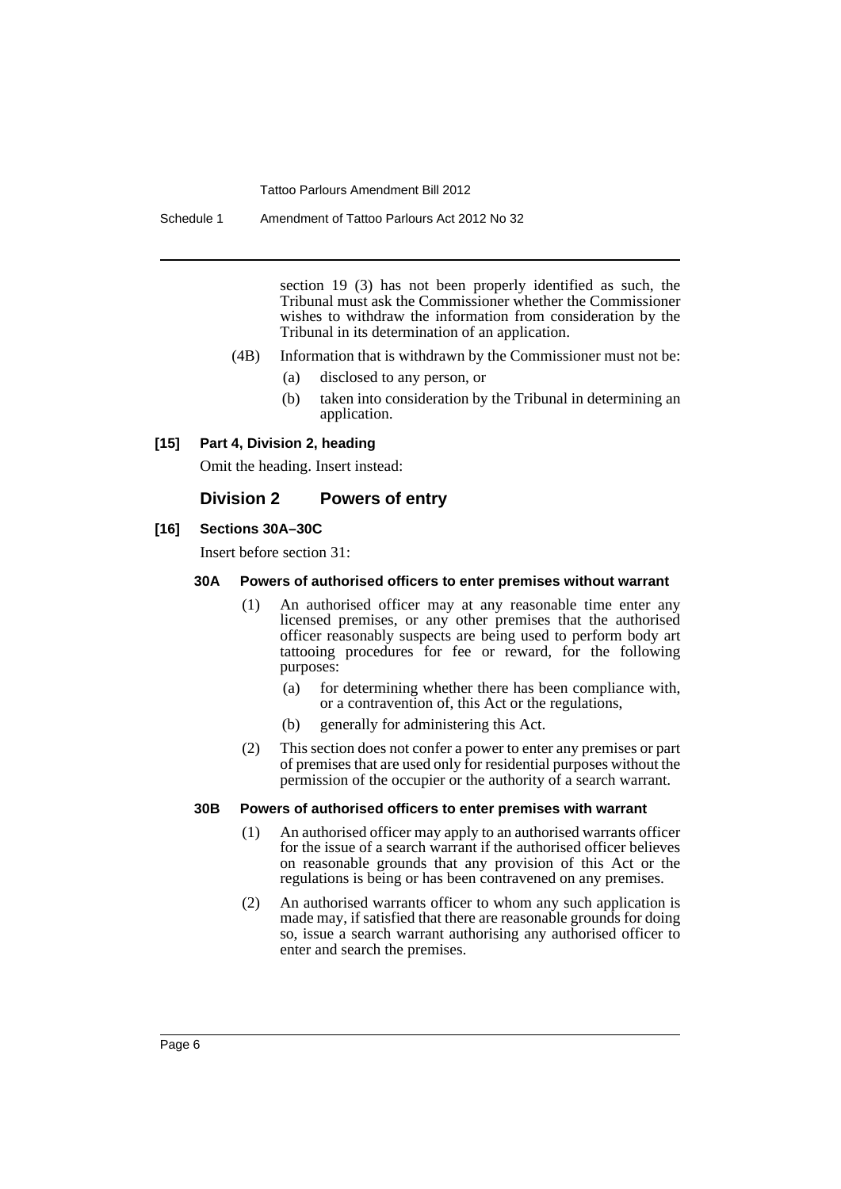section 19 (3) has not been properly identified as such, the Tribunal must ask the Commissioner whether the Commissioner wishes to withdraw the information from consideration by the Tribunal in its determination of an application.

(4B) Information that is withdrawn by the Commissioner must not be:

(a) disclosed to any person, or

(b) taken into consideration by the Tribunal in determining an application.

**[15] Part 4, Division 2, heading**

Omit the heading. Insert instead:

## Division 2 Powers of entry

**[16] Sections 30A–30C**

Insert before section 31:

### 30A Powers of authorised officers to enter premises without warrant

(1) An authorised officer may at any reasonable time enter any licensed premises, or any other premises that the authorised officer reasonably suspects are being used to perform body art tattooing procedures for fee or reward, for the following purposes:

(a) for determining whether there has been compliance with, or a contravention of, this Act or the regulations,

(b) generally for administering this Act.

(2) This section does not confer a power to enter any premises or part of premises that are used only for residential purposes without the permission of the occupier or the authority of a search warrant.

### 30B Powers of authorised officers to enter premises with warrant

(1) An authorised officer may apply to an authorised warrants officer for the issue of a search warrant if the authorised officer believes on reasonable grounds that any provision of this Act or the regulations is being or has been contravened on any premises.

(2) An authorised warrants officer to whom any such application is made may, if satisfied that there are reasonable grounds for doing so, issue a search warrant authorising any authorised officer to enter and search the premises.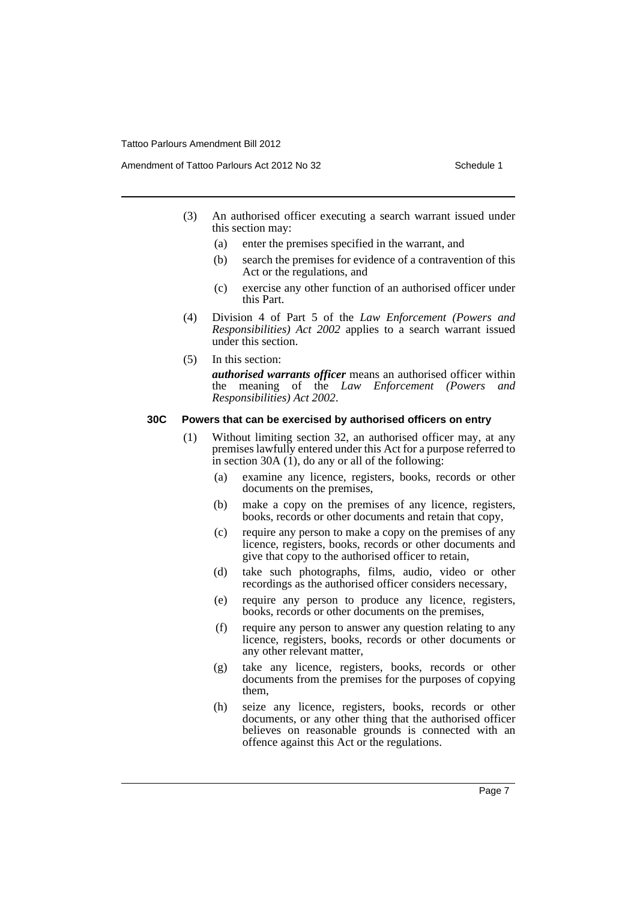(3) An authorised officer executing a search warrant issued under this section may:

(a) enter the premises specified in the warrant, and

(b) search the premises for evidence of a contravention of this Act or the regulations, and

(c) exercise any other function of an authorised officer under this Part.

(4) Division 4 of Part 5 of the *Law Enforcement (Powers and Responsibilities) Act 2002* applies to a search warrant issued under this section.

(5) In this section:

***authorised warrants officer*** means an authorised officer within the meaning of the *Law Enforcement (Powers and Responsibilities) Act 2002*.

### 30C Powers that can be exercised by authorised officers on entry

(1) Without limiting section 32, an authorised officer may, at any premises lawfully entered under this Act for a purpose referred to in section 30A (1), do any or all of the following:

(a) examine any licence, registers, books, records or other documents on the premises,

(b) make a copy on the premises of any licence, registers, books, records or other documents and retain that copy,

(c) require any person to make a copy on the premises of any licence, registers, books, records or other documents and give that copy to the authorised officer to retain,

(d) take such photographs, films, audio, video or other recordings as the authorised officer considers necessary,

(e) require any person to produce any licence, registers, books, records or other documents on the premises,

(f) require any person to answer any question relating to any licence, registers, books, records or other documents or any other relevant matter,

(g) take any licence, registers, books, records or other documents from the premises for the purposes of copying them,

(h) seize any licence, registers, books, records or other documents, or any other thing that the authorised officer believes on reasonable grounds is connected with an offence against this Act or the regulations.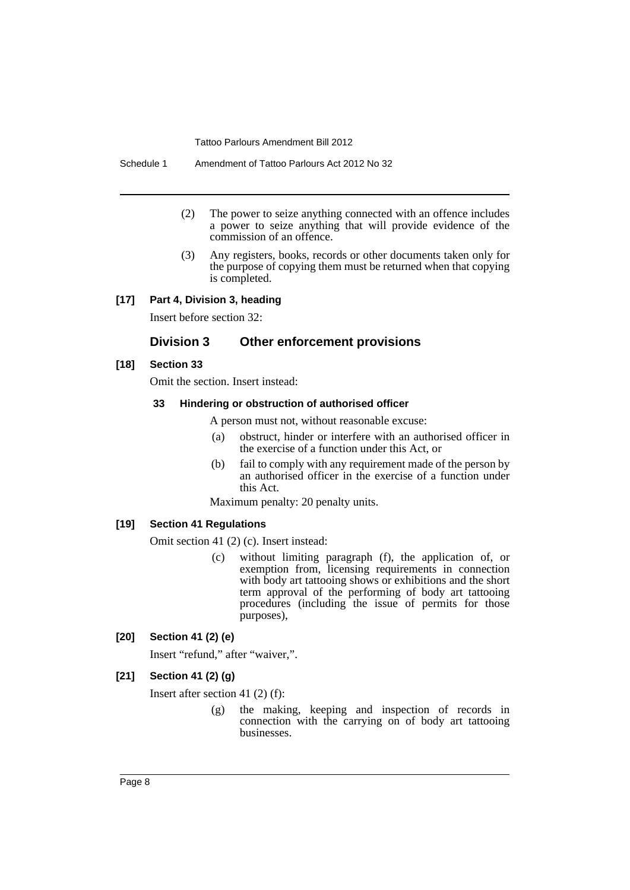(2) The power to seize anything connected with an offence includes a power to seize anything that will provide evidence of the commission of an offence.

(3) Any registers, books, records or other documents taken only for the purpose of copying them must be returned when that copying is completed.

**[17] Part 4, Division 3, heading**

Insert before section 32:

## Division 3 Other enforcement provisions

**[18] Section 33**

Omit the section. Insert instead:

**33 Hindering or obstruction of authorised officer**

A person must not, without reasonable excuse:

(a) obstruct, hinder or interfere with an authorised officer in the exercise of a function under this Act, or

(b) fail to comply with any requirement made of the person by an authorised officer in the exercise of a function under this Act.

Maximum penalty: 20 penalty units.

**[19] Section 41 Regulations**

Omit section 41 (2) (c). Insert instead:

(c) without limiting paragraph (f), the application of, or exemption from, licensing requirements in connection with body art tattooing shows or exhibitions and the short term approval of the performing of body art tattooing procedures (including the issue of permits for those purposes),

**[20] Section 41 (2) (e)**

Insert "refund," after "waiver,".

**[21] Section 41 (2) (g)**

Insert after section 41 (2) (f):

(g) the making, keeping and inspection of records in connection with the carrying on of body art tattooing businesses.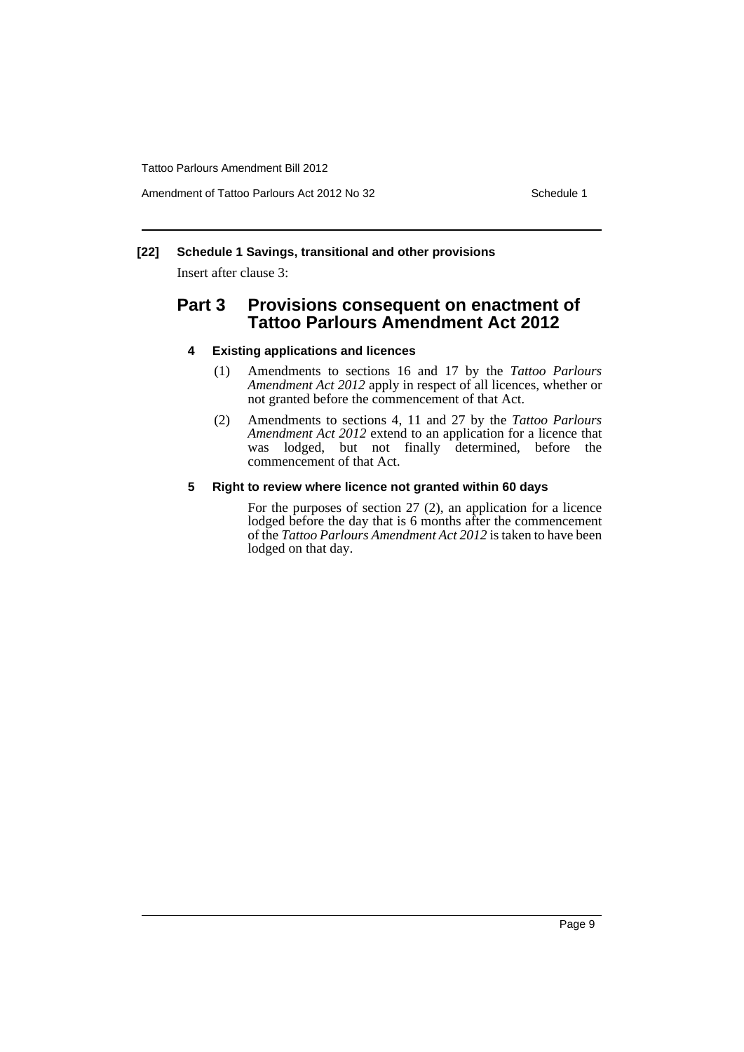**[22] Schedule 1 Savings, transitional and other provisions**

Insert after clause 3:

## Part 3 Provisions consequent on enactment of Tattoo Parlours Amendment Act 2012

### 4 Existing applications and licences

(1) Amendments to sections 16 and 17 by the *Tattoo Parlours Amendment Act 2012* apply in respect of all licences, whether or not granted before the commencement of that Act.

(2) Amendments to sections 4, 11 and 27 by the *Tattoo Parlours Amendment Act 2012* extend to an application for a licence that was lodged, but not finally determined, before the commencement of that Act.

### 5 Right to review where licence not granted within 60 days

For the purposes of section 27 (2), an application for a licence lodged before the day that is 6 months after the commencement of the *Tattoo Parlours Amendment Act 2012* is taken to have been lodged on that day.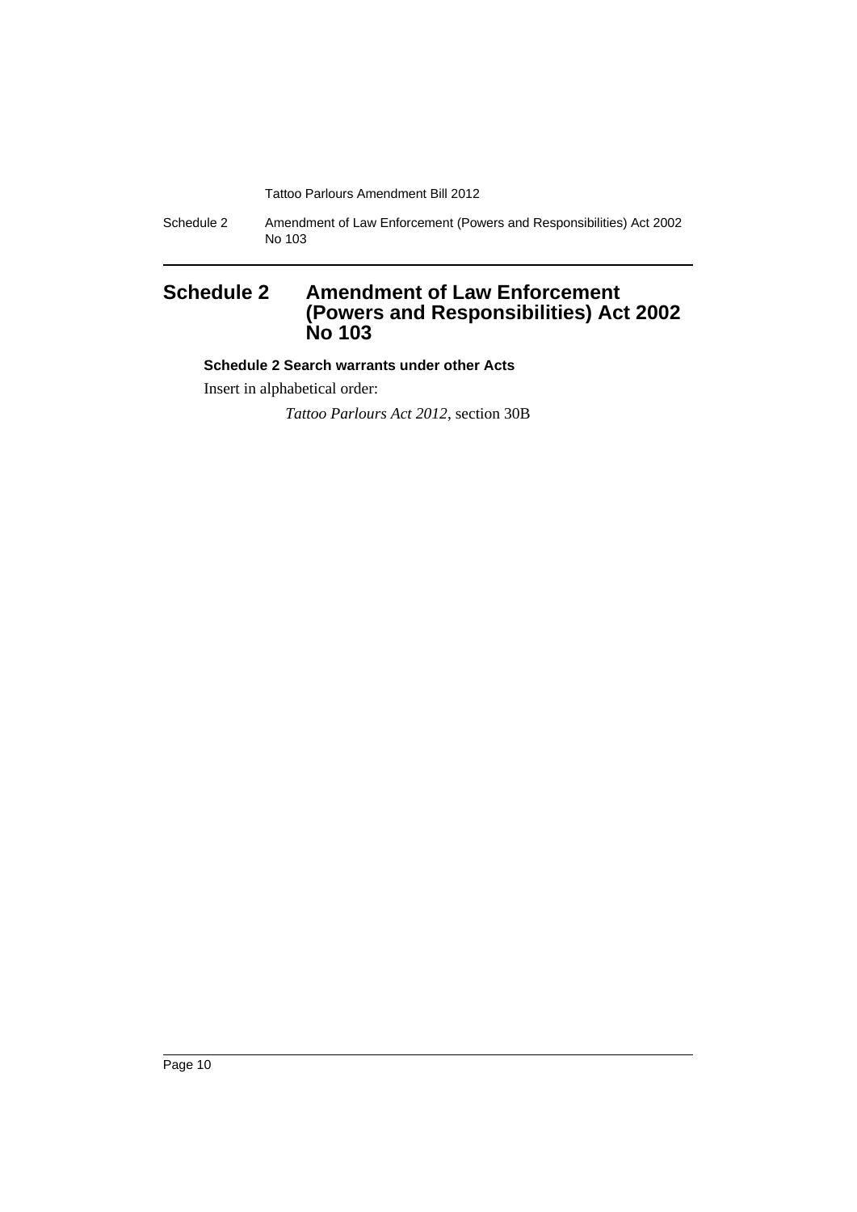# Schedule 2 Amendment of Law Enforcement (Powers and Responsibilities) Act 2002 No 103

**Schedule 2 Search warrants under other Acts**

Insert in alphabetical order:

*Tattoo Parlours Act 2012*, section 30B